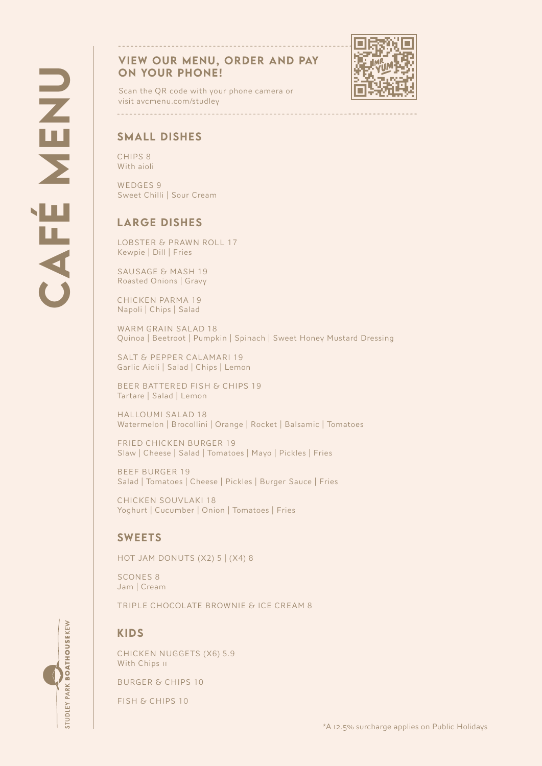# CAFÉ MENU

## VIEW OUR MENU, ORDER AND PAY ON YOUR PHONE!

Scan the QR code with your phone camera or visit avcmenu.com/studley

## SMALL DISHES

CHIPS 8
With aioli

WEDGES 9
Sweet Chilli | Sour Cream

## LARGE DISHES

LOBSTER & PRAWN ROLL 17
Kewpie | Dill | Fries

SAUSAGE & MASH 19
Roasted Onions | Gravy

CHICKEN PARMA 19
Napoli | Chips | Salad

WARM GRAIN SALAD 18
Quinoa | Beetroot | Pumpkin | Spinach | Sweet Honey Mustard Dressing

SALT & PEPPER CALAMARI 19
Garlic Aioli | Salad | Chips | Lemon

BEER BATTERED FISH & CHIPS 19
Tartare | Salad | Lemon

HALLOUMI SALAD 18
Watermelon | Brocollini | Orange | Rocket | Balsamic | Tomatoes

FRIED CHICKEN BURGER 19
Slaw | Cheese | Salad | Tomatoes | Mayo | Pickles | Fries

BEEF BURGER 19
Salad | Tomatoes | Cheese | Pickles | Burger Sauce | Fries

CHICKEN SOUVLAKI 18
Yoghurt | Cucumber | Onion | Tomatoes | Fries

## SWEETS

HOT JAM DONUTS (X2) 5 | (X4) 8

SCONES 8
Jam | Cream

TRIPLE CHOCOLATE BROWNIE & ICE CREAM 8

## KIDS

CHICKEN NUGGETS (X6) 5.9
With Chips 11

BURGER & CHIPS 10

FISH & CHIPS 10

STUDLEY PARK BOATHOUSE KEW

*A 12.5% surcharge applies on Public Holidays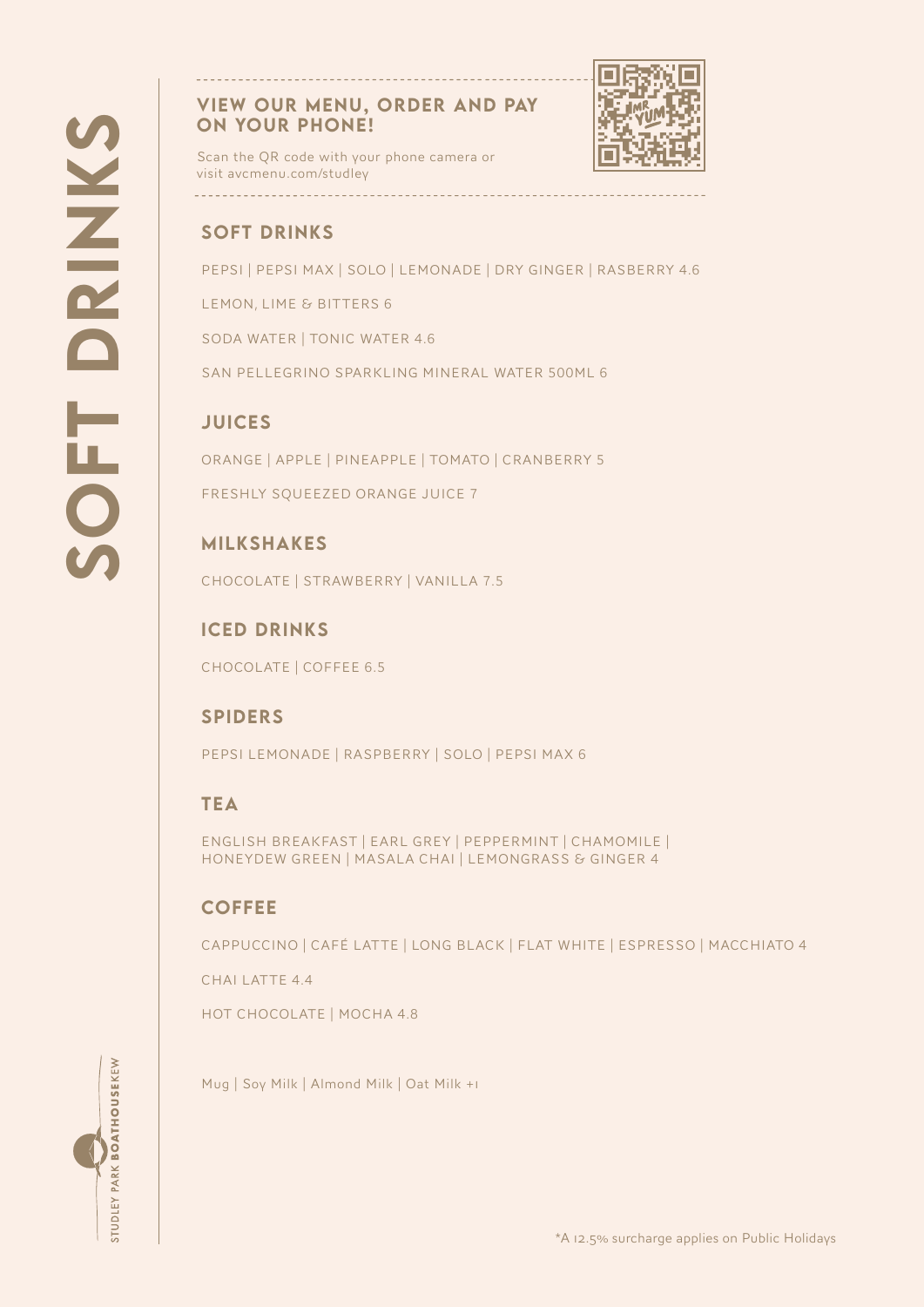# SOFT DRINKS

**VIEW OUR MENU, ORDER AND PAY ON YOUR PHONE!**

Scan the QR code with your phone camera or visit avcmenu.com/studley

## SOFT DRINKS

PEPSI | PEPSI MAX | SOLO | LEMONADE | DRY GINGER | RASBERRY 4.6

LEMON, LIME & BITTERS 6

SODA WATER | TONIC WATER 4.6

SAN PELLEGRINO SPARKLING MINERAL WATER 500ML 6

## JUICES

ORANGE | APPLE | PINEAPPLE | TOMATO | CRANBERRY 5

FRESHLY SQUEEZED ORANGE JUICE 7

## MILKSHAKES

CHOCOLATE | STRAWBERRY | VANILLA 7.5

## ICED DRINKS

CHOCOLATE | COFFEE 6.5

## SPIDERS

PEPSI LEMONADE | RASPBERRY | SOLO | PEPSI MAX 6

## TEA

ENGLISH BREAKFAST | EARL GREY | PEPPERMINT | CHAMOMILE | HONEYDEW GREEN | MASALA CHAI | LEMONGRASS & GINGER 4

## COFFEE

CAPPUCCINO | CAFÉ LATTE | LONG BLACK | FLAT WHITE | ESPRESSO | MACCHIATO 4

CHAI LATTE 4.4

HOT CHOCOLATE | MOCHA 4.8

Mug | Soy Milk | Almond Milk | Oat Milk +1

STUDLEY PARK **BOATHOUSE** KEW

*A 12.5% surcharge applies on Public Holidays